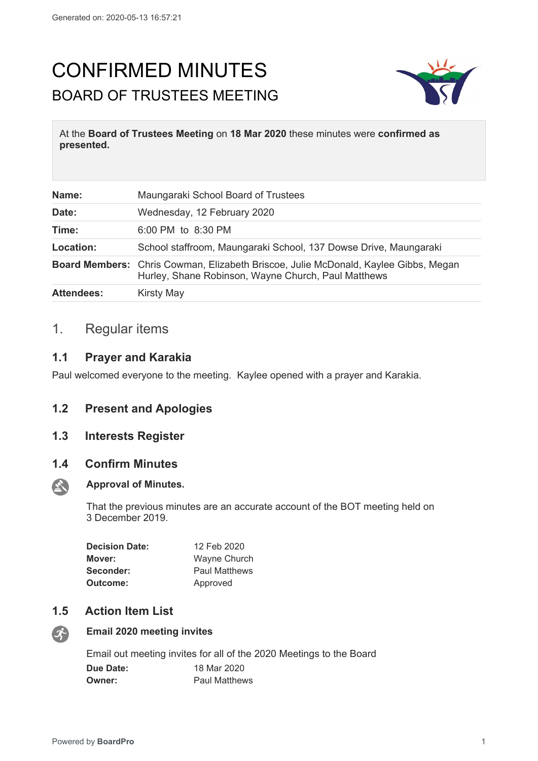Generated on: 2020-05-13 16:57:21

# CONFIRMED MINUTES

## BOARD OF TRUSTEES MEETING

At the **Board of Trustees Meeting** on **18 Mar 2020** these minutes were **confirmed as presented.**

| | |
|---|---|
| **Name:** | Maungaraki School Board of Trustees |
| **Date:** | Wednesday, 12 February 2020 |
| **Time:** | 6:00 PM to 8:30 PM |
| **Location:** | School staffroom, Maungaraki School, 137 Dowse Drive, Maungaraki |
| **Board Members:** | Chris Cowman, Elizabeth Briscoe, Julie McDonald, Kaylee Gibbs, Megan Hurley, Shane Robinson, Wayne Church, Paul Matthews |
| **Attendees:** | Kirsty May |

## 1. Regular items

### 1.1 Prayer and Karakia

Paul welcomed everyone to the meeting. Kaylee opened with a prayer and Karakia.

### 1.2 Present and Apologies

### 1.3 Interests Register

### 1.4 Confirm Minutes

**Approval of Minutes.**

That the previous minutes are an accurate account of the BOT meeting held on 3 December 2019.

**Decision Date:** 12 Feb 2020
**Mover:** Wayne Church
**Seconder:** Paul Matthews
**Outcome:** Approved

### 1.5 Action Item List

**Email 2020 meeting invites**

Email out meeting invites for all of the 2020 Meetings to the Board

**Due Date:** 18 Mar 2020
**Owner:** Paul Matthews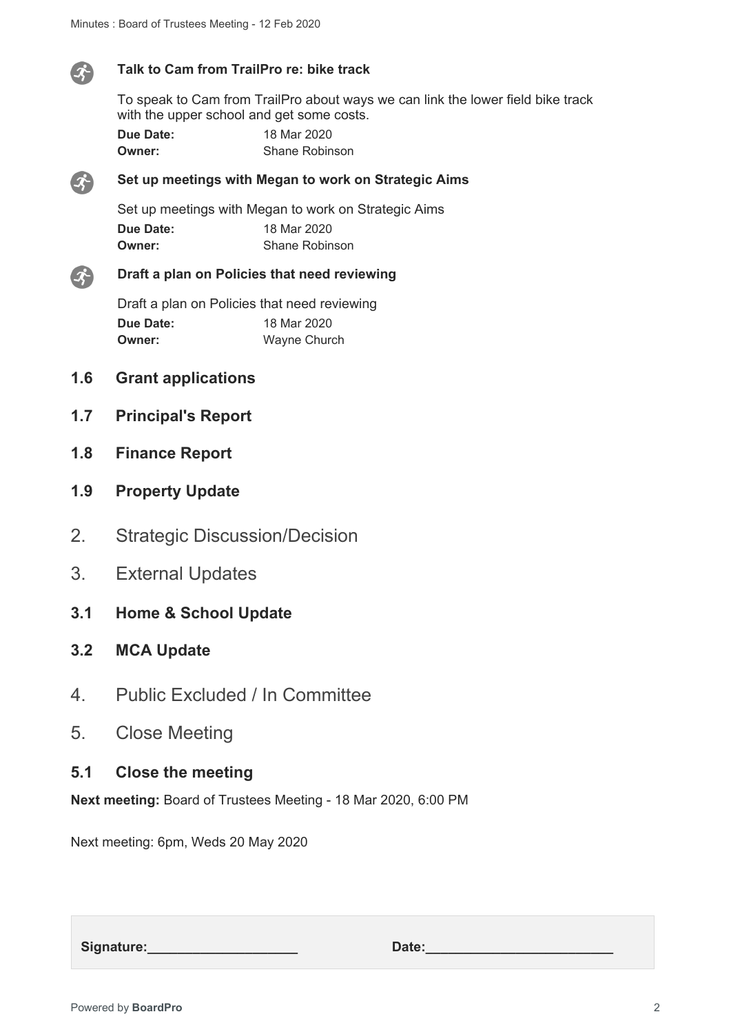**Talk to Cam from TrailPro re: bike track**

To speak to Cam from TrailPro about ways we can link the lower field bike track with the upper school and get some costs.

**Due Date:** 18 Mar 2020
**Owner:** Shane Robinson

**Set up meetings with Megan to work on Strategic Aims**

Set up meetings with Megan to work on Strategic Aims

**Due Date:** 18 Mar 2020
**Owner:** Shane Robinson

**Draft a plan on Policies that need reviewing**

Draft a plan on Policies that need reviewing

**Due Date:** 18 Mar 2020
**Owner:** Wayne Church

### 1.6 Grant applications

### 1.7 Principal's Report

### 1.8 Finance Report

### 1.9 Property Update

## 2. Strategic Discussion/Decision

## 3. External Updates

### 3.1 Home & School Update

### 3.2 MCA Update

## 4. Public Excluded / In Committee

## 5. Close Meeting

### 5.1 Close the meeting

**Next meeting:** Board of Trustees Meeting - 18 Mar 2020, 6:00 PM

Next meeting: 6pm, Weds 20 May 2020

**Signature:**___________________ **Date:**_______________________